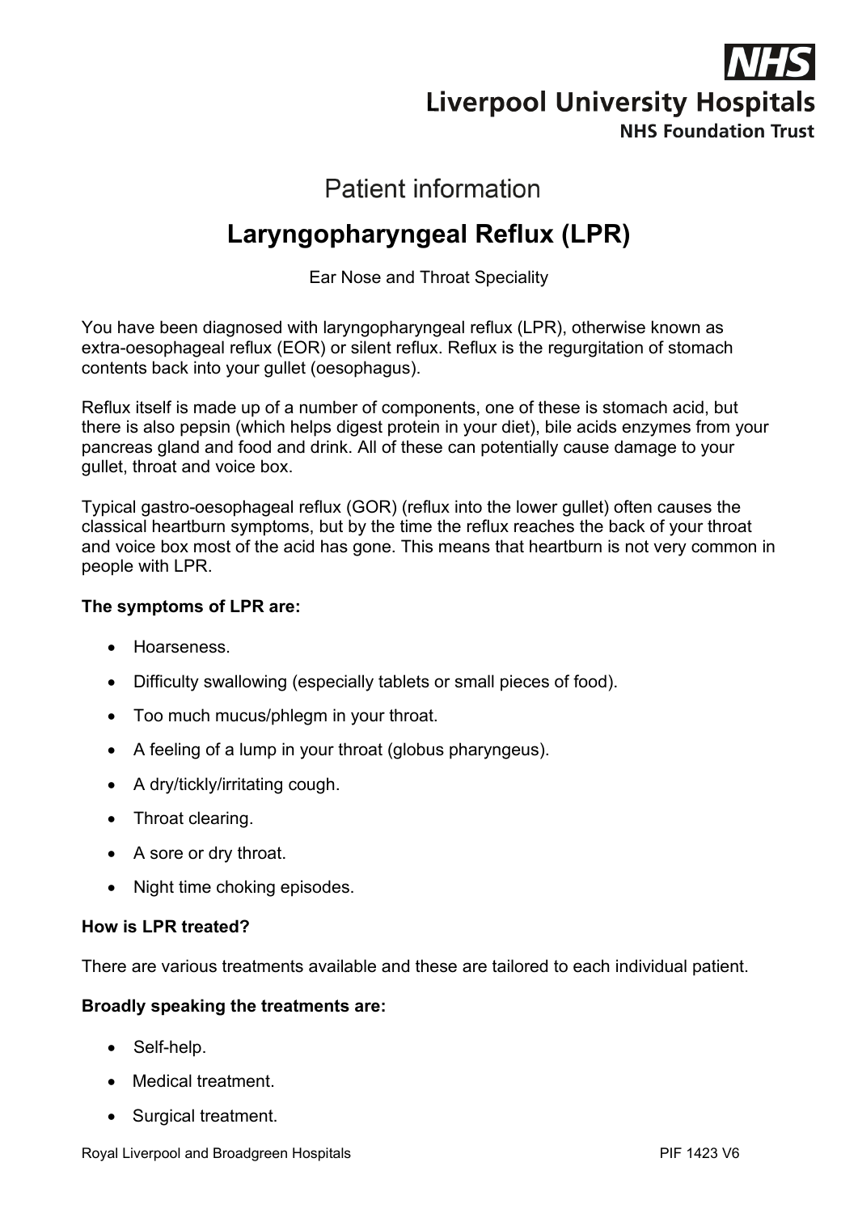NHS

Liverpool University Hospitals

NHS Foundation Trust

Patient information

# Laryngopharyngeal Reflux (LPR)

Ear Nose and Throat Speciality

You have been diagnosed with laryngopharyngeal reflux (LPR), otherwise known as extra-oesophageal reflux (EOR) or silent reflux. Reflux is the regurgitation of stomach contents back into your gullet (oesophagus).

Reflux itself is made up of a number of components, one of these is stomach acid, but there is also pepsin (which helps digest protein in your diet), bile acids enzymes from your pancreas gland and food and drink. All of these can potentially cause damage to your gullet, throat and voice box.

Typical gastro-oesophageal reflux (GOR) (reflux into the lower gullet) often causes the classical heartburn symptoms, but by the time the reflux reaches the back of your throat and voice box most of the acid has gone. This means that heartburn is not very common in people with LPR.

**The symptoms of LPR are:**

- Hoarseness.
- Difficulty swallowing (especially tablets or small pieces of food).
- Too much mucus/phlegm in your throat.
- A feeling of a lump in your throat (globus pharyngeus).
- A dry/tickly/irritating cough.
- Throat clearing.
- A sore or dry throat.
- Night time choking episodes.

**How is LPR treated?**

There are various treatments available and these are tailored to each individual patient.

**Broadly speaking the treatments are:**

- Self-help.
- Medical treatment.
- Surgical treatment.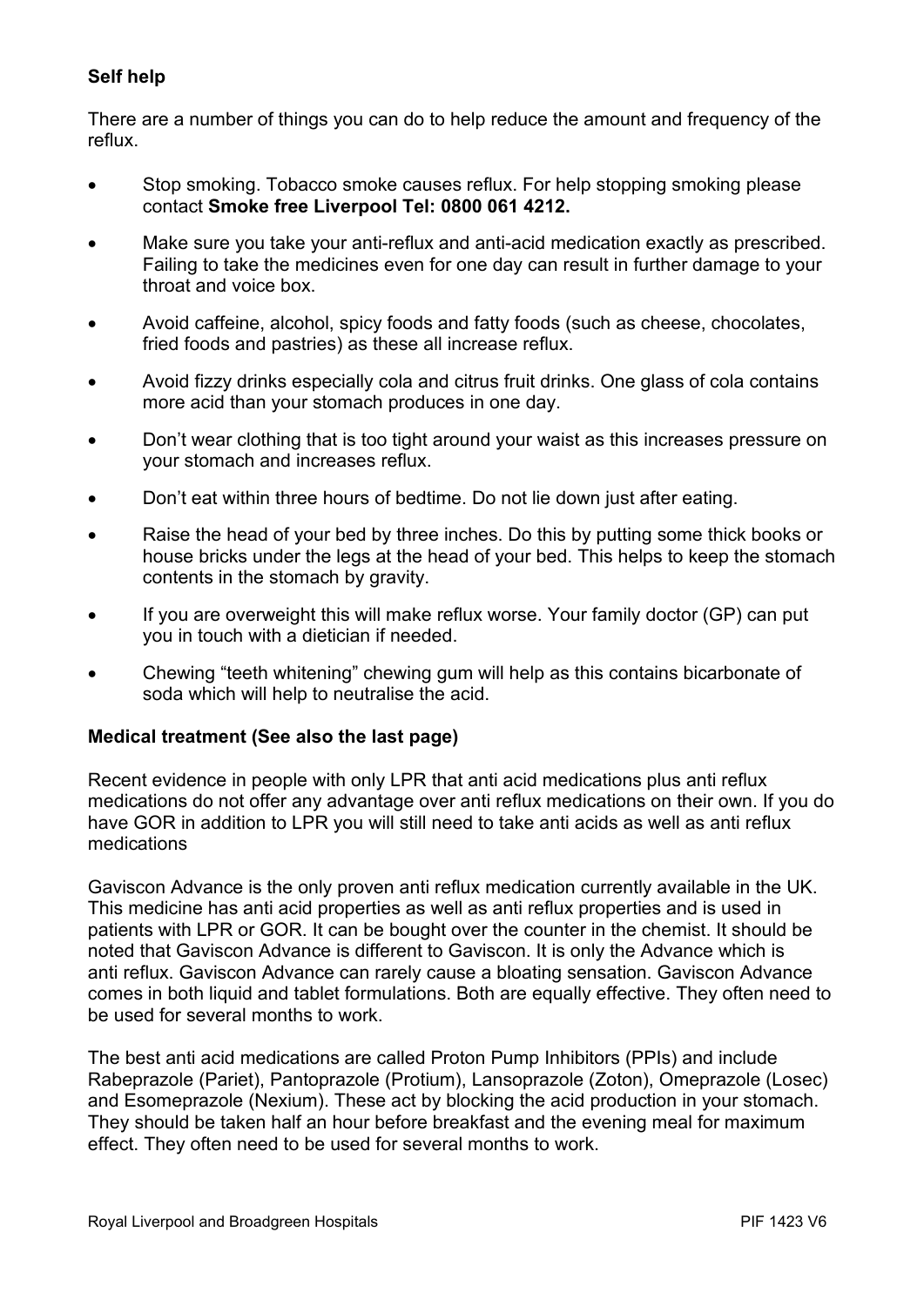**Self help**

There are a number of things you can do to help reduce the amount and frequency of the reflux.

- Stop smoking. Tobacco smoke causes reflux. For help stopping smoking please contact **Smoke free Liverpool Tel: 0800 061 4212.**
- Make sure you take your anti-reflux and anti-acid medication exactly as prescribed. Failing to take the medicines even for one day can result in further damage to your throat and voice box.
- Avoid caffeine, alcohol, spicy foods and fatty foods (such as cheese, chocolates, fried foods and pastries) as these all increase reflux.
- Avoid fizzy drinks especially cola and citrus fruit drinks. One glass of cola contains more acid than your stomach produces in one day.
- Don't wear clothing that is too tight around your waist as this increases pressure on your stomach and increases reflux.
- Don't eat within three hours of bedtime. Do not lie down just after eating.
- Raise the head of your bed by three inches. Do this by putting some thick books or house bricks under the legs at the head of your bed. This helps to keep the stomach contents in the stomach by gravity.
- If you are overweight this will make reflux worse. Your family doctor (GP) can put you in touch with a dietician if needed.
- Chewing "teeth whitening" chewing gum will help as this contains bicarbonate of soda which will help to neutralise the acid.

**Medical treatment (See also the last page)**

Recent evidence in people with only LPR that anti acid medications plus anti reflux medications do not offer any advantage over anti reflux medications on their own. If you do have GOR in addition to LPR you will still need to take anti acids as well as anti reflux medications

Gaviscon Advance is the only proven anti reflux medication currently available in the UK. This medicine has anti acid properties as well as anti reflux properties and is used in patients with LPR or GOR. It can be bought over the counter in the chemist. It should be noted that Gaviscon Advance is different to Gaviscon. It is only the Advance which is anti reflux. Gaviscon Advance can rarely cause a bloating sensation. Gaviscon Advance comes in both liquid and tablet formulations. Both are equally effective. They often need to be used for several months to work.

The best anti acid medications are called Proton Pump Inhibitors (PPIs) and include Rabeprazole (Pariet), Pantoprazole (Protium), Lansoprazole (Zoton), Omeprazole (Losec) and Esomeprazole (Nexium). These act by blocking the acid production in your stomach. They should be taken half an hour before breakfast and the evening meal for maximum effect. They often need to be used for several months to work.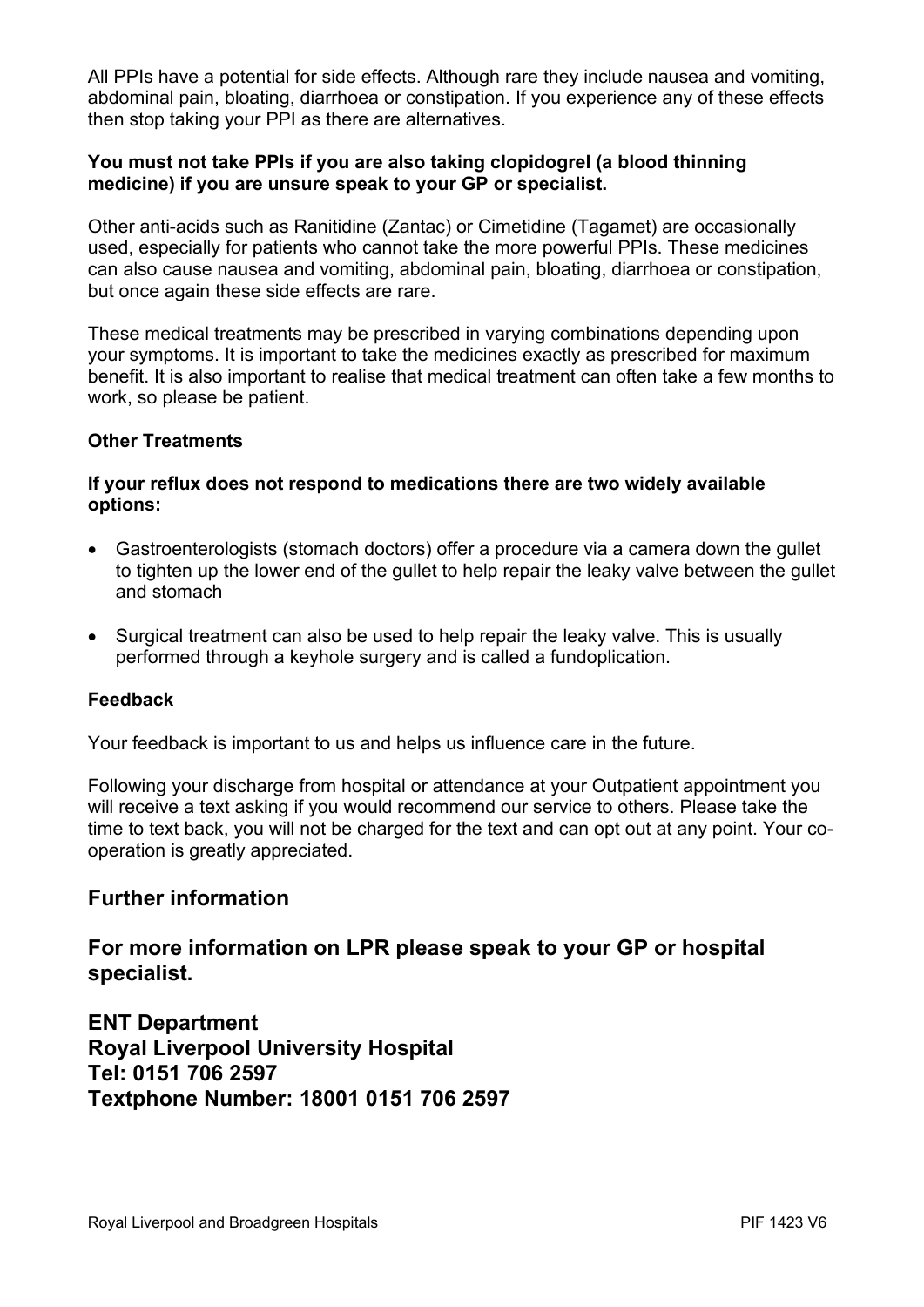All PPIs have a potential for side effects. Although rare they include nausea and vomiting, abdominal pain, bloating, diarrhoea or constipation. If you experience any of these effects then stop taking your PPI as there are alternatives.

**You must not take PPIs if you are also taking clopidogrel (a blood thinning medicine) if you are unsure speak to your GP or specialist.**

Other anti-acids such as Ranitidine (Zantac) or Cimetidine (Tagamet) are occasionally used, especially for patients who cannot take the more powerful PPIs. These medicines can also cause nausea and vomiting, abdominal pain, bloating, diarrhoea or constipation, but once again these side effects are rare.

These medical treatments may be prescribed in varying combinations depending upon your symptoms. It is important to take the medicines exactly as prescribed for maximum benefit. It is also important to realise that medical treatment can often take a few months to work, so please be patient.

**Other Treatments**

**If your reflux does not respond to medications there are two widely available options:**

- Gastroenterologists (stomach doctors) offer a procedure via a camera down the gullet to tighten up the lower end of the gullet to help repair the leaky valve between the gullet and stomach
- Surgical treatment can also be used to help repair the leaky valve. This is usually performed through a keyhole surgery and is called a fundoplication.

**Feedback**

Your feedback is important to us and helps us influence care in the future.

Following your discharge from hospital or attendance at your Outpatient appointment you will receive a text asking if you would recommend our service to others. Please take the time to text back, you will not be charged for the text and can opt out at any point. Your co-operation is greatly appreciated.

## Further information

## For more information on LPR please speak to your GP or hospital specialist.

**ENT Department**
**Royal Liverpool University Hospital**
**Tel: 0151 706 2597**
**Textphone Number: 18001 0151 706 2597**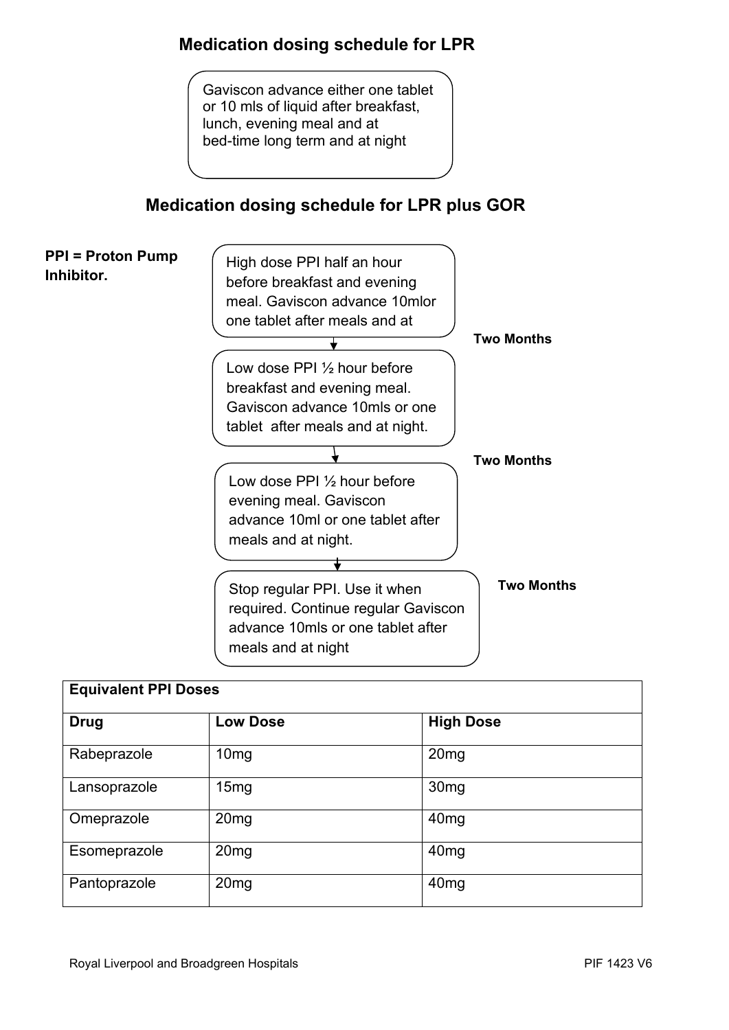## Medication dosing schedule for LPR

Gaviscon advance either one tablet or 10 mls of liquid after breakfast, lunch, evening meal and at bed-time long term and at night

## Medication dosing schedule for LPR plus GOR

**PPI = Proton Pump Inhibitor.**

High dose PPI half an hour before breakfast and evening meal. Gaviscon advance 10mlor one tablet after meals and at

↓ **Two Months**

Low dose PPI ½ hour before breakfast and evening meal. Gaviscon advance 10mls or one tablet after meals and at night.

↓ **Two Months**

Low dose PPI ½ hour before evening meal. Gaviscon advance 10ml or one tablet after meals and at night.

↓ **Two Months**

Stop regular PPI. Use it when required. Continue regular Gaviscon advance 10mls or one tablet after meals and at night

| **Equivalent PPI Doses** | | |
|---|---|---|
| **Drug** | **Low Dose** | **High Dose** |
| Rabeprazole | 10mg | 20mg |
| Lansoprazole | 15mg | 30mg |
| Omeprazole | 20mg | 40mg |
| Esomeprazole | 20mg | 40mg |
| Pantoprazole | 20mg | 40mg |

Royal Liverpool and Broadgreen Hospitals PIF 1423 V6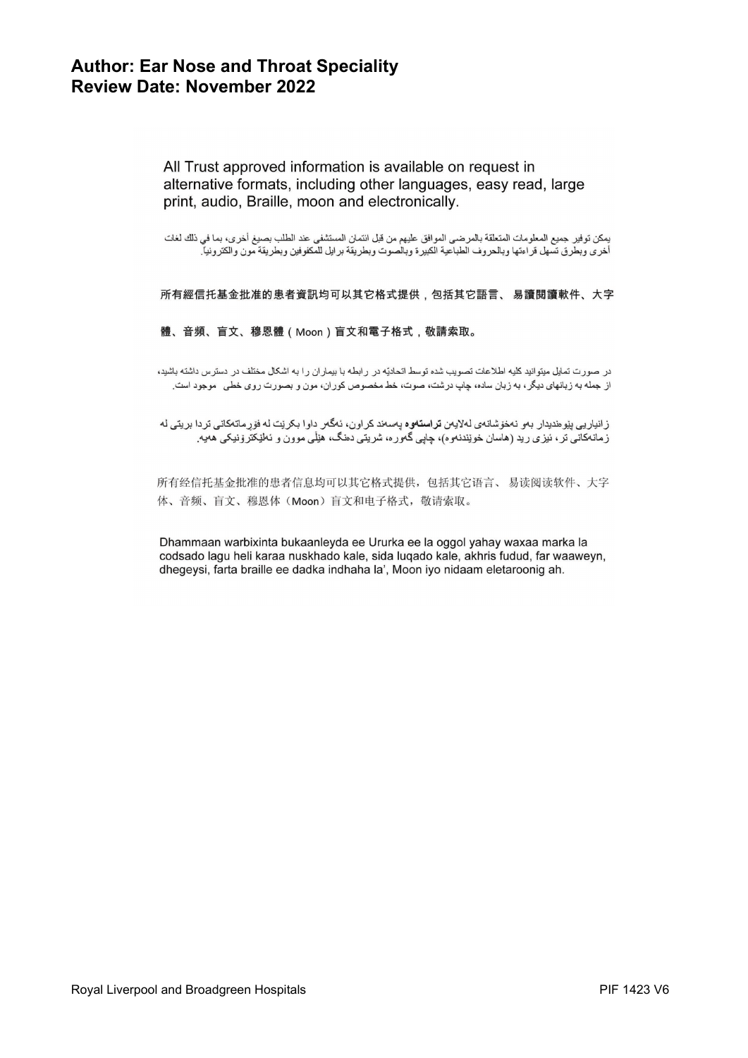## Author: Ear Nose and Throat Speciality
## Review Date: November 2022

All Trust approved information is available on request in alternative formats, including other languages, easy read, large print, audio, Braille, moon and electronically.

يمكن توفير جميع المعلومات المتعلقة بالمرضى الموافق عليهم من قبل ائتمان المستشفى عند الطلب بصيغ أخرى، بما في ذلك لغات أخرى وبطرق تسهل قراءتها وبالحروف الطباعية الكبيرة وبالصوت وبطريقة برايل للمكفوفين وبطريقة مون والكترونياً.

所有經信托基金批准的患者資訊均可以其它格式提供，包括其它語言、 易讀閱讀軟件、大字體、音頻、盲文、穆恩體（Moon）盲文和電子格式，敬請索取。

در صورت تمایل میتوانید کلیه اطلاعات تصویب شده توسط اتحادیّه در رابطه با بیماران را به اشکال مختلف در دسترس داشته باشید، از جمله به زبانهای دیگر، به زبان ساده، چاپ درشت، صوت، خط مخصوص کوران، مون و بصورت روی خطی موجود است.

زانیاریی پێوەندیدار بەو نەخۆشانەی لەلایەن **تراستەوە** پەسەند کراون، ئەگەر داوا بکرێت لە فۆرماتەکانی تردا بریتی لە زمانەکانی تر، ئیزی رید (هاسان خوێندنەوە)، چاپی گەورە، شریتی دەنگ، هێڵی موون و ئەلیکترۆنیکی هەیە.

所有经信托基金批准的患者信息均可以其它格式提供，包括其它语言、 易读阅读软件、大字体、音频、盲文、穆恩体（Moon）盲文和电子格式，敬请索取。

Dhammaan warbixinta bukaanleyda ee Ururka ee la oggol yahay waxaa marka la codsado lagu heli karaa nuskhado kale, sida luqado kale, akhris fudud, far waaweyn, dhegeysi, farta braille ee dadka indhaha la', Moon iyo nidaam eletaroonig ah.

Royal Liverpool and Broadgreen Hospitals PIF 1423 V6